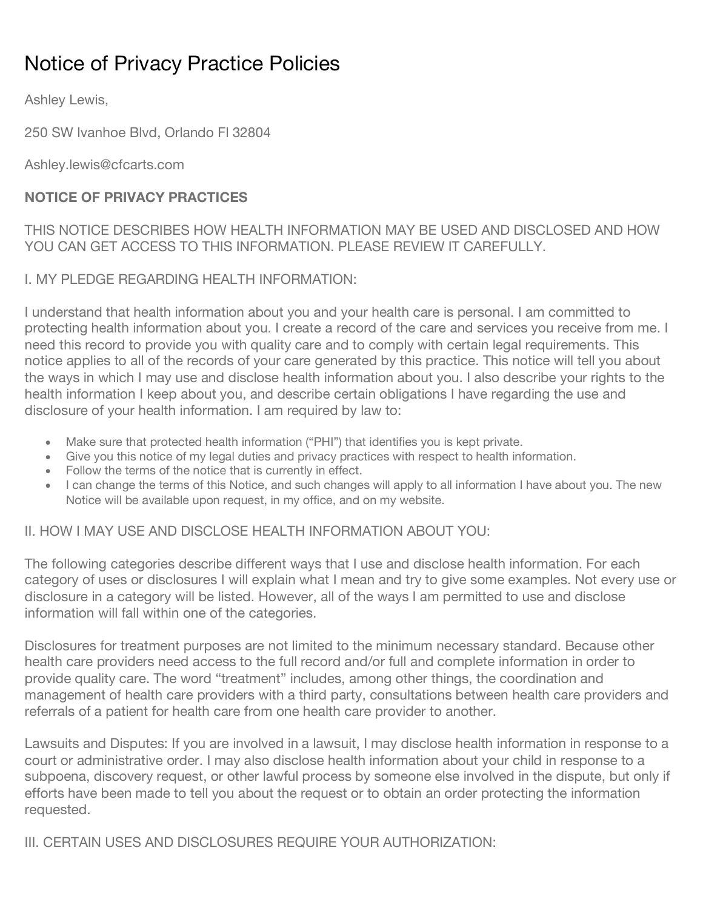# Notice of Privacy Practice Policies

Ashley Lewis,

250 SW Ivanhoe Blvd, Orlando Fl 32804

Ashley.lewis@cfcarts.com

**NOTICE OF PRIVACY PRACTICES**

THIS NOTICE DESCRIBES HOW HEALTH INFORMATION MAY BE USED AND DISCLOSED AND HOW YOU CAN GET ACCESS TO THIS INFORMATION. PLEASE REVIEW IT CAREFULLY.

I. MY PLEDGE REGARDING HEALTH INFORMATION:

I understand that health information about you and your health care is personal. I am committed to protecting health information about you. I create a record of the care and services you receive from me. I need this record to provide you with quality care and to comply with certain legal requirements. This notice applies to all of the records of your care generated by this practice. This notice will tell you about the ways in which I may use and disclose health information about you. I also describe your rights to the health information I keep about you, and describe certain obligations I have regarding the use and disclosure of your health information. I am required by law to:

- Make sure that protected health information ("PHI") that identifies you is kept private.
- Give you this notice of my legal duties and privacy practices with respect to health information.
- Follow the terms of the notice that is currently in effect.
- I can change the terms of this Notice, and such changes will apply to all information I have about you. The new Notice will be available upon request, in my office, and on my website.

II. HOW I MAY USE AND DISCLOSE HEALTH INFORMATION ABOUT YOU:

The following categories describe different ways that I use and disclose health information. For each category of uses or disclosures I will explain what I mean and try to give some examples. Not every use or disclosure in a category will be listed. However, all of the ways I am permitted to use and disclose information will fall within one of the categories.

Disclosures for treatment purposes are not limited to the minimum necessary standard. Because other health care providers need access to the full record and/or full and complete information in order to provide quality care. The word "treatment" includes, among other things, the coordination and management of health care providers with a third party, consultations between health care providers and referrals of a patient for health care from one health care provider to another.

Lawsuits and Disputes: If you are involved in a lawsuit, I may disclose health information in response to a court or administrative order. I may also disclose health information about your child in response to a subpoena, discovery request, or other lawful process by someone else involved in the dispute, but only if efforts have been made to tell you about the request or to obtain an order protecting the information requested.

III. CERTAIN USES AND DISCLOSURES REQUIRE YOUR AUTHORIZATION: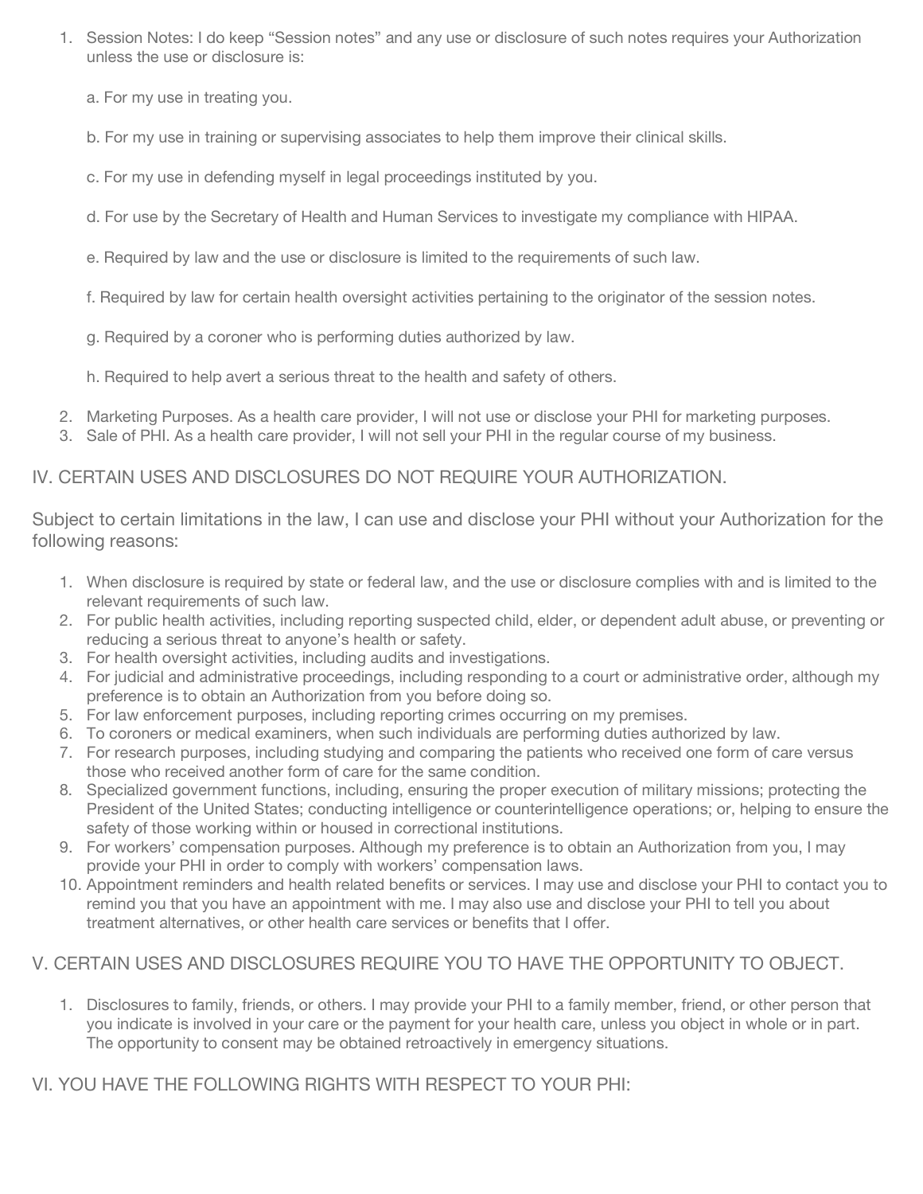1. Session Notes: I do keep "Session notes" and any use or disclosure of such notes requires your Authorization unless the use or disclosure is:

    a. For my use in treating you.

    b. For my use in training or supervising associates to help them improve their clinical skills.

    c. For my use in defending myself in legal proceedings instituted by you.

    d. For use by the Secretary of Health and Human Services to investigate my compliance with HIPAA.

    e. Required by law and the use or disclosure is limited to the requirements of such law.

    f. Required by law for certain health oversight activities pertaining to the originator of the session notes.

    g. Required by a coroner who is performing duties authorized by law.

    h. Required to help avert a serious threat to the health and safety of others.

2. Marketing Purposes. As a health care provider, I will not use or disclose your PHI for marketing purposes.
3. Sale of PHI. As a health care provider, I will not sell your PHI in the regular course of my business.

## IV. CERTAIN USES AND DISCLOSURES DO NOT REQUIRE YOUR AUTHORIZATION.

Subject to certain limitations in the law, I can use and disclose your PHI without your Authorization for the following reasons:

1. When disclosure is required by state or federal law, and the use or disclosure complies with and is limited to the relevant requirements of such law.
2. For public health activities, including reporting suspected child, elder, or dependent adult abuse, or preventing or reducing a serious threat to anyone's health or safety.
3. For health oversight activities, including audits and investigations.
4. For judicial and administrative proceedings, including responding to a court or administrative order, although my preference is to obtain an Authorization from you before doing so.
5. For law enforcement purposes, including reporting crimes occurring on my premises.
6. To coroners or medical examiners, when such individuals are performing duties authorized by law.
7. For research purposes, including studying and comparing the patients who received one form of care versus those who received another form of care for the same condition.
8. Specialized government functions, including, ensuring the proper execution of military missions; protecting the President of the United States; conducting intelligence or counterintelligence operations; or, helping to ensure the safety of those working within or housed in correctional institutions.
9. For workers' compensation purposes. Although my preference is to obtain an Authorization from you, I may provide your PHI in order to comply with workers' compensation laws.
10. Appointment reminders and health related benefits or services. I may use and disclose your PHI to contact you to remind you that you have an appointment with me. I may also use and disclose your PHI to tell you about treatment alternatives, or other health care services or benefits that I offer.

## V. CERTAIN USES AND DISCLOSURES REQUIRE YOU TO HAVE THE OPPORTUNITY TO OBJECT.

1. Disclosures to family, friends, or others. I may provide your PHI to a family member, friend, or other person that you indicate is involved in your care or the payment for your health care, unless you object in whole or in part. The opportunity to consent may be obtained retroactively in emergency situations.

## VI. YOU HAVE THE FOLLOWING RIGHTS WITH RESPECT TO YOUR PHI: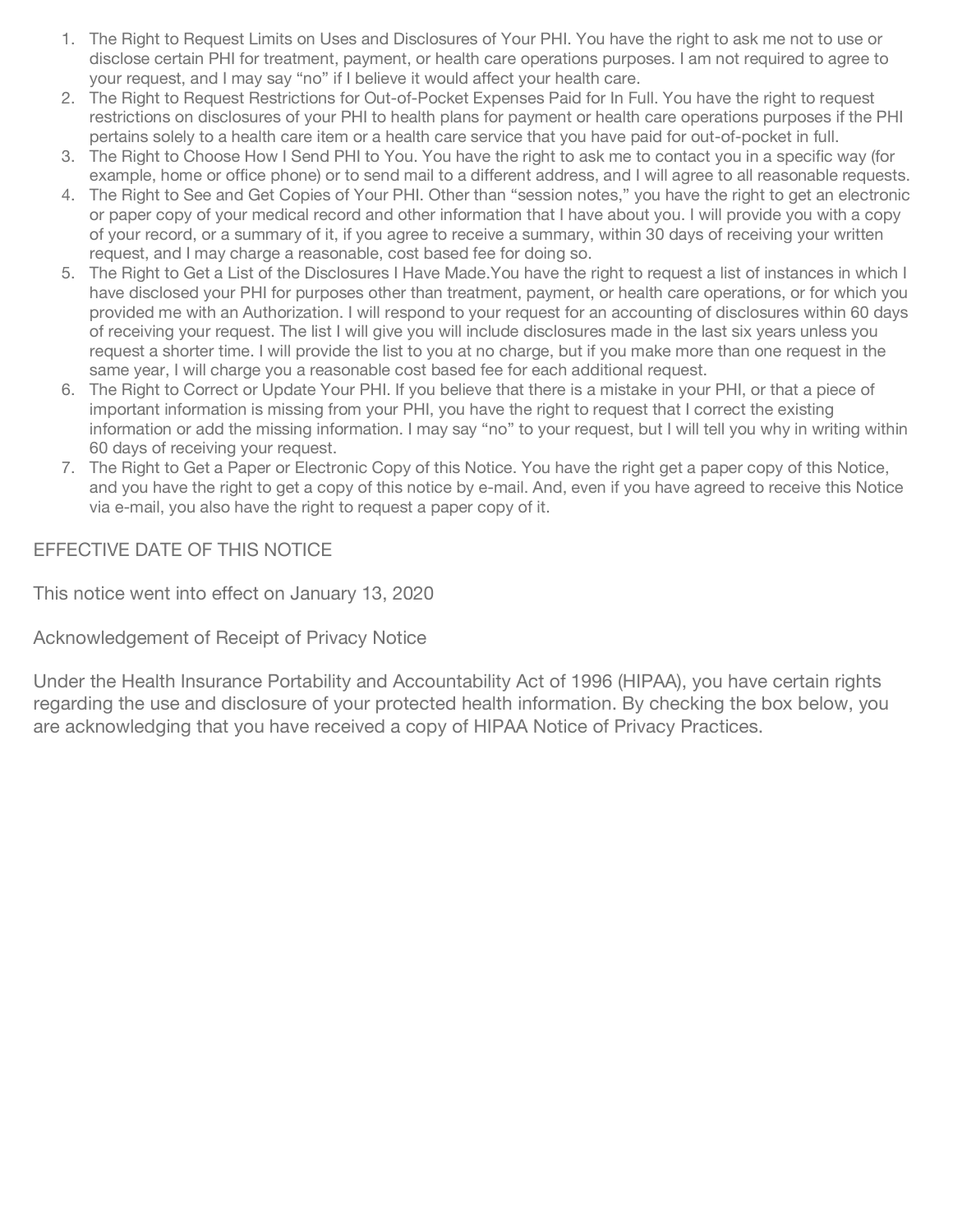1. The Right to Request Limits on Uses and Disclosures of Your PHI. You have the right to ask me not to use or disclose certain PHI for treatment, payment, or health care operations purposes. I am not required to agree to your request, and I may say "no" if I believe it would affect your health care.
2. The Right to Request Restrictions for Out-of-Pocket Expenses Paid for In Full. You have the right to request restrictions on disclosures of your PHI to health plans for payment or health care operations purposes if the PHI pertains solely to a health care item or a health care service that you have paid for out-of-pocket in full.
3. The Right to Choose How I Send PHI to You. You have the right to ask me to contact you in a specific way (for example, home or office phone) or to send mail to a different address, and I will agree to all reasonable requests.
4. The Right to See and Get Copies of Your PHI. Other than "session notes," you have the right to get an electronic or paper copy of your medical record and other information that I have about you. I will provide you with a copy of your record, or a summary of it, if you agree to receive a summary, within 30 days of receiving your written request, and I may charge a reasonable, cost based fee for doing so.
5. The Right to Get a List of the Disclosures I Have Made.You have the right to request a list of instances in which I have disclosed your PHI for purposes other than treatment, payment, or health care operations, or for which you provided me with an Authorization. I will respond to your request for an accounting of disclosures within 60 days of receiving your request. The list I will give you will include disclosures made in the last six years unless you request a shorter time. I will provide the list to you at no charge, but if you make more than one request in the same year, I will charge you a reasonable cost based fee for each additional request.
6. The Right to Correct or Update Your PHI. If you believe that there is a mistake in your PHI, or that a piece of important information is missing from your PHI, you have the right to request that I correct the existing information or add the missing information. I may say "no" to your request, but I will tell you why in writing within 60 days of receiving your request.
7. The Right to Get a Paper or Electronic Copy of this Notice. You have the right get a paper copy of this Notice, and you have the right to get a copy of this notice by e-mail. And, even if you have agreed to receive this Notice via e-mail, you also have the right to request a paper copy of it.

## EFFECTIVE DATE OF THIS NOTICE

This notice went into effect on January 13, 2020

## Acknowledgement of Receipt of Privacy Notice

Under the Health Insurance Portability and Accountability Act of 1996 (HIPAA), you have certain rights regarding the use and disclosure of your protected health information. By checking the box below, you are acknowledging that you have received a copy of HIPAA Notice of Privacy Practices.